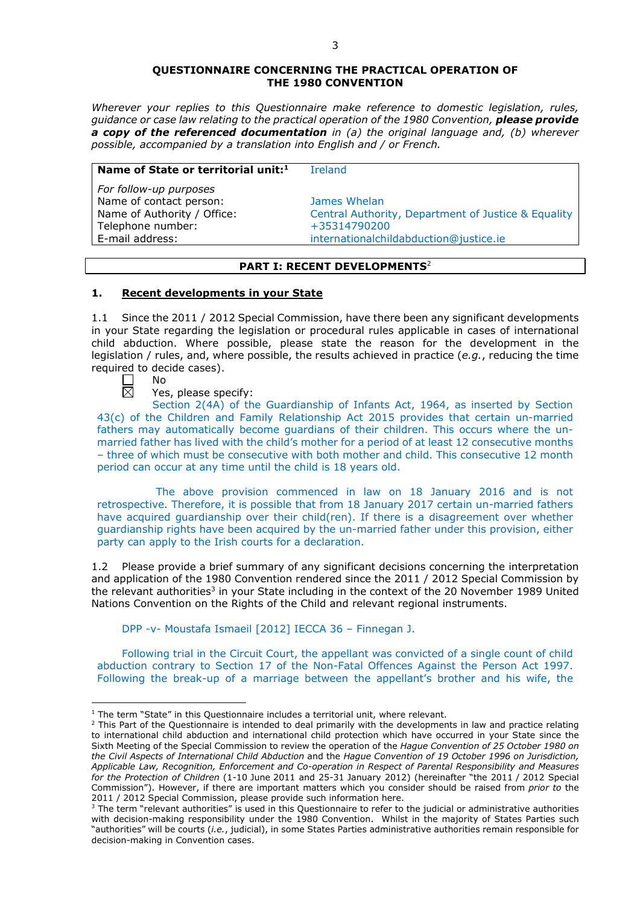**QUESTIONNAIRE CONCERNING THE PRACTICAL OPERATION OF THE 1980 CONVENTION**

*Wherever your replies to this Questionnaire make reference to domestic legislation, rules, guidance or case law relating to the practical operation of the 1980 Convention,* ***please provide a copy of the referenced documentation*** *in (a) the original language and, (b) wherever possible, accompanied by a translation into English and / or French.*

| **Name of State or territorial unit:**[1] | Ireland |
|---|---|
| *For follow-up purposes* | |
| Name of contact person: | James Whelan |
| Name of Authority / Office: | Central Authority, Department of Justice & Equality |
| Telephone number: | +35314790200 |
| E-mail address: | internationalchildabduction@justice.ie |

## PART I: RECENT DEVELOPMENTS[2]

### 1. Recent developments in your State

1.1 Since the 2011 / 2012 Special Commission, have there been any significant developments in your State regarding the legislation or procedural rules applicable in cases of international child abduction. Where possible, please state the reason for the development in the legislation / rules, and, where possible, the results achieved in practice (*e.g.*, reducing the time required to decide cases).

☐ No

☒ Yes, please specify:

Section 2(4A) of the Guardianship of Infants Act, 1964, as inserted by Section 43(c) of the Children and Family Relationship Act 2015 provides that certain un-married fathers may automatically become guardians of their children. This occurs where the un-married father has lived with the child's mother for a period of at least 12 consecutive months – three of which must be consecutive with both mother and child. This consecutive 12 month period can occur at any time until the child is 18 years old.

The above provision commenced in law on 18 January 2016 and is not retrospective. Therefore, it is possible that from 18 January 2017 certain un-married fathers have acquired guardianship over their child(ren). If there is a disagreement over whether guardianship rights have been acquired by the un-married father under this provision, either party can apply to the Irish courts for a declaration.

1.2 Please provide a brief summary of any significant decisions concerning the interpretation and application of the 1980 Convention rendered since the 2011 / 2012 Special Commission by the relevant authorities[3] in your State including in the context of the 20 November 1989 United Nations Convention on the Rights of the Child and relevant regional instruments.

DPP -v- Moustafa Ismaeil [2012] IECCA 36 – Finnegan J.

Following trial in the Circuit Court, the appellant was convicted of a single count of child abduction contrary to Section 17 of the Non-Fatal Offences Against the Person Act 1997. Following the break-up of a marriage between the appellant's brother and his wife, the

---

[1] The term "State" in this Questionnaire includes a territorial unit, where relevant.

[2] This Part of the Questionnaire is intended to deal primarily with the developments in law and practice relating to international child abduction and international child protection which have occurred in your State since the Sixth Meeting of the Special Commission to review the operation of the *Hague Convention of 25 October 1980 on the Civil Aspects of International Child Abduction* and the *Hague Convention of 19 October 1996 on Jurisdiction, Applicable Law, Recognition, Enforcement and Co-operation in Respect of Parental Responsibility and Measures for the Protection of Children* (1-10 June 2011 and 25-31 January 2012) (hereinafter "the 2011 / 2012 Special Commission"). However, if there are important matters which you consider should be raised from *prior to* the 2011 / 2012 Special Commission, please provide such information here.

[3] The term "relevant authorities" is used in this Questionnaire to refer to the judicial or administrative authorities with decision-making responsibility under the 1980 Convention. Whilst in the majority of States Parties such "authorities" will be courts (*i.e.*, judicial), in some States Parties administrative authorities remain responsible for decision-making in Convention cases.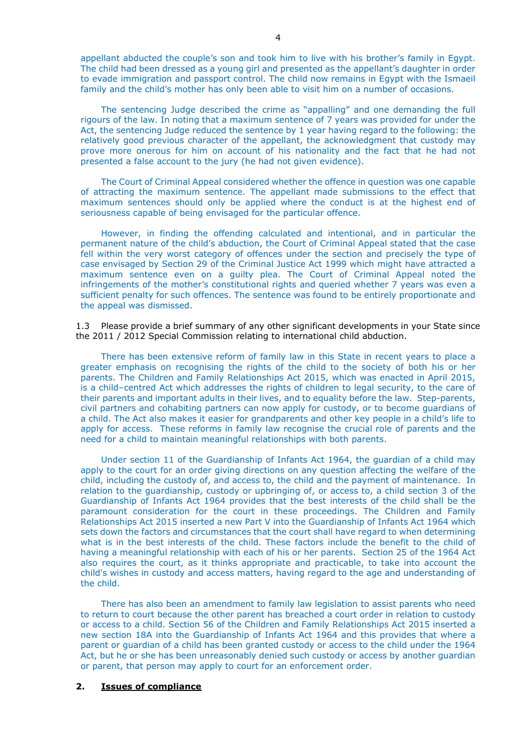appellant abducted the couple's son and took him to live with his brother's family in Egypt. The child had been dressed as a young girl and presented as the appellant's daughter in order to evade immigration and passport control. The child now remains in Egypt with the Ismaeil family and the child's mother has only been able to visit him on a number of occasions.

The sentencing Judge described the crime as "appalling" and one demanding the full rigours of the law. In noting that a maximum sentence of 7 years was provided for under the Act, the sentencing Judge reduced the sentence by 1 year having regard to the following: the relatively good previous character of the appellant, the acknowledgment that custody may prove more onerous for him on account of his nationality and the fact that he had not presented a false account to the jury (he had not given evidence).

The Court of Criminal Appeal considered whether the offence in question was one capable of attracting the maximum sentence. The appellant made submissions to the effect that maximum sentences should only be applied where the conduct is at the highest end of seriousness capable of being envisaged for the particular offence.

However, in finding the offending calculated and intentional, and in particular the permanent nature of the child's abduction, the Court of Criminal Appeal stated that the case fell within the very worst category of offences under the section and precisely the type of case envisaged by Section 29 of the Criminal Justice Act 1999 which might have attracted a maximum sentence even on a guilty plea. The Court of Criminal Appeal noted the infringements of the mother's constitutional rights and queried whether 7 years was even a sufficient penalty for such offences. The sentence was found to be entirely proportionate and the appeal was dismissed.

1.3 Please provide a brief summary of any other significant developments in your State since the 2011 / 2012 Special Commission relating to international child abduction.

There has been extensive reform of family law in this State in recent years to place a greater emphasis on recognising the rights of the child to the society of both his or her parents. The Children and Family Relationships Act 2015, which was enacted in April 2015, is a child–centred Act which addresses the rights of children to legal security, to the care of their parents and important adults in their lives, and to equality before the law. Step-parents, civil partners and cohabiting partners can now apply for custody, or to become guardians of a child. The Act also makes it easier for grandparents and other key people in a child's life to apply for access. These reforms in family law recognise the crucial role of parents and the need for a child to maintain meaningful relationships with both parents.

Under section 11 of the Guardianship of Infants Act 1964, the guardian of a child may apply to the court for an order giving directions on any question affecting the welfare of the child, including the custody of, and access to, the child and the payment of maintenance. In relation to the guardianship, custody or upbringing of, or access to, a child section 3 of the Guardianship of Infants Act 1964 provides that the best interests of the child shall be the paramount consideration for the court in these proceedings. The Children and Family Relationships Act 2015 inserted a new Part V into the Guardianship of Infants Act 1964 which sets down the factors and circumstances that the court shall have regard to when determining what is in the best interests of the child. These factors include the benefit to the child of having a meaningful relationship with each of his or her parents. Section 25 of the 1964 Act also requires the court, as it thinks appropriate and practicable, to take into account the child's wishes in custody and access matters, having regard to the age and understanding of the child.

There has also been an amendment to family law legislation to assist parents who need to return to court because the other parent has breached a court order in relation to custody or access to a child. Section 56 of the Children and Family Relationships Act 2015 inserted a new section 18A into the Guardianship of Infants Act 1964 and this provides that where a parent or guardian of a child has been granted custody or access to the child under the 1964 Act, but he or she has been unreasonably denied such custody or access by another guardian or parent, that person may apply to court for an enforcement order.

## 2. <u>Issues of compliance</u>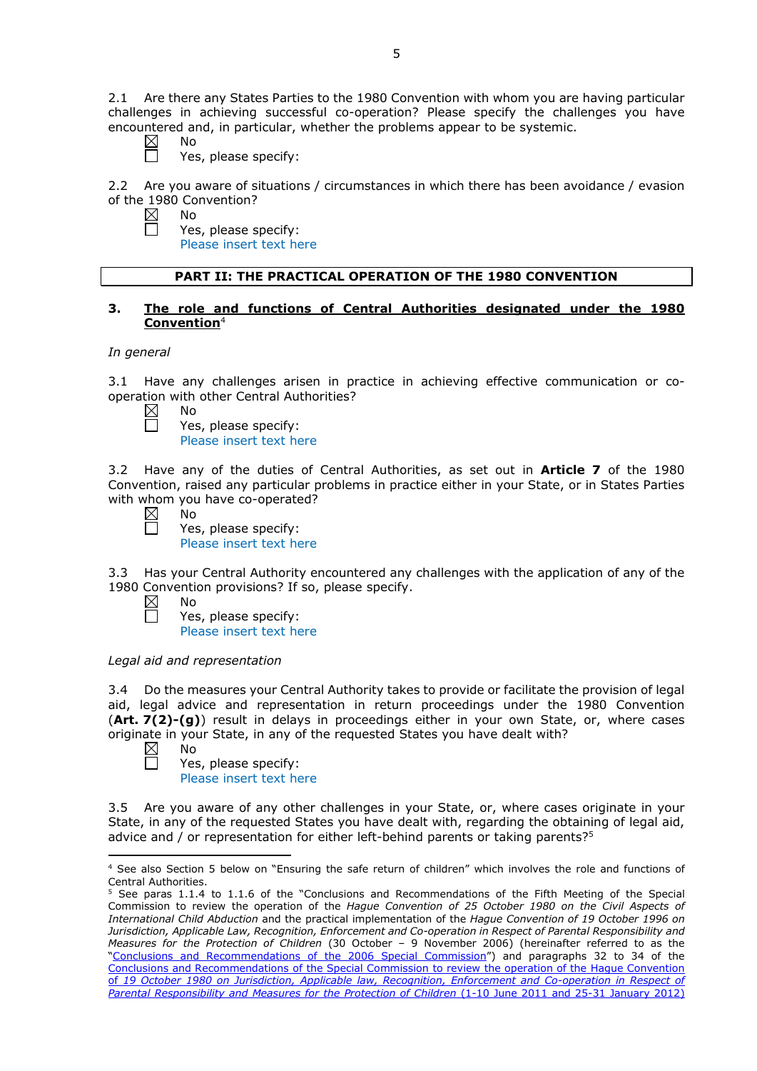2.1 Are there any States Parties to the 1980 Convention with whom you are having particular challenges in achieving successful co-operation? Please specify the challenges you have encountered and, in particular, whether the problems appear to be systemic.

☒ No
☐ Yes, please specify:

2.2 Are you aware of situations / circumstances in which there has been avoidance / evasion of the 1980 Convention?

☒ No
☐ Yes, please specify:
Please insert text here

## PART II: THE PRACTICAL OPERATION OF THE 1980 CONVENTION

### 3. The role and functions of Central Authorities designated under the 1980 Convention[4]

*In general*

3.1 Have any challenges arisen in practice in achieving effective communication or co-operation with other Central Authorities?

☒ No
☐ Yes, please specify:
Please insert text here

3.2 Have any of the duties of Central Authorities, as set out in **Article 7** of the 1980 Convention, raised any particular problems in practice either in your State, or in States Parties with whom you have co-operated?

☒ No
☐ Yes, please specify:
Please insert text here

3.3 Has your Central Authority encountered any challenges with the application of any of the 1980 Convention provisions? If so, please specify.

☒ No
☐ Yes, please specify:
Please insert text here

*Legal aid and representation*

3.4 Do the measures your Central Authority takes to provide or facilitate the provision of legal aid, legal advice and representation in return proceedings under the 1980 Convention (**Art. 7(2)-(g)**) result in delays in proceedings either in your own State, or, where cases originate in your State, in any of the requested States you have dealt with?

☒ No
☐ Yes, please specify:
Please insert text here

3.5 Are you aware of any other challenges in your State, or, where cases originate in your State, in any of the requested States you have dealt with, regarding the obtaining of legal aid, advice and / or representation for either left-behind parents or taking parents?[5]

---

[4] See also Section 5 below on "Ensuring the safe return of children" which involves the role and functions of Central Authorities.

[5] See paras 1.1.4 to 1.1.6 of the "Conclusions and Recommendations of the Fifth Meeting of the Special Commission to review the operation of the *Hague Convention of 25 October 1980 on the Civil Aspects of International Child Abduction* and the practical implementation of the *Hague Convention of 19 October 1996 on Jurisdiction, Applicable Law, Recognition, Enforcement and Co-operation in Respect of Parental Responsibility and Measures for the Protection of Children* (30 October – 9 November 2006) (hereinafter referred to as the "Conclusions and Recommendations of the 2006 Special Commission") and paragraphs 32 to 34 of the Conclusions and Recommendations of the Special Commission to review the operation of the Hague Convention of *19 October 1980 on Jurisdiction, Applicable law, Recognition, Enforcement and Co-operation in Respect of Parental Responsibility and Measures for the Protection of Children* (1-10 June 2011 and 25-31 January 2012)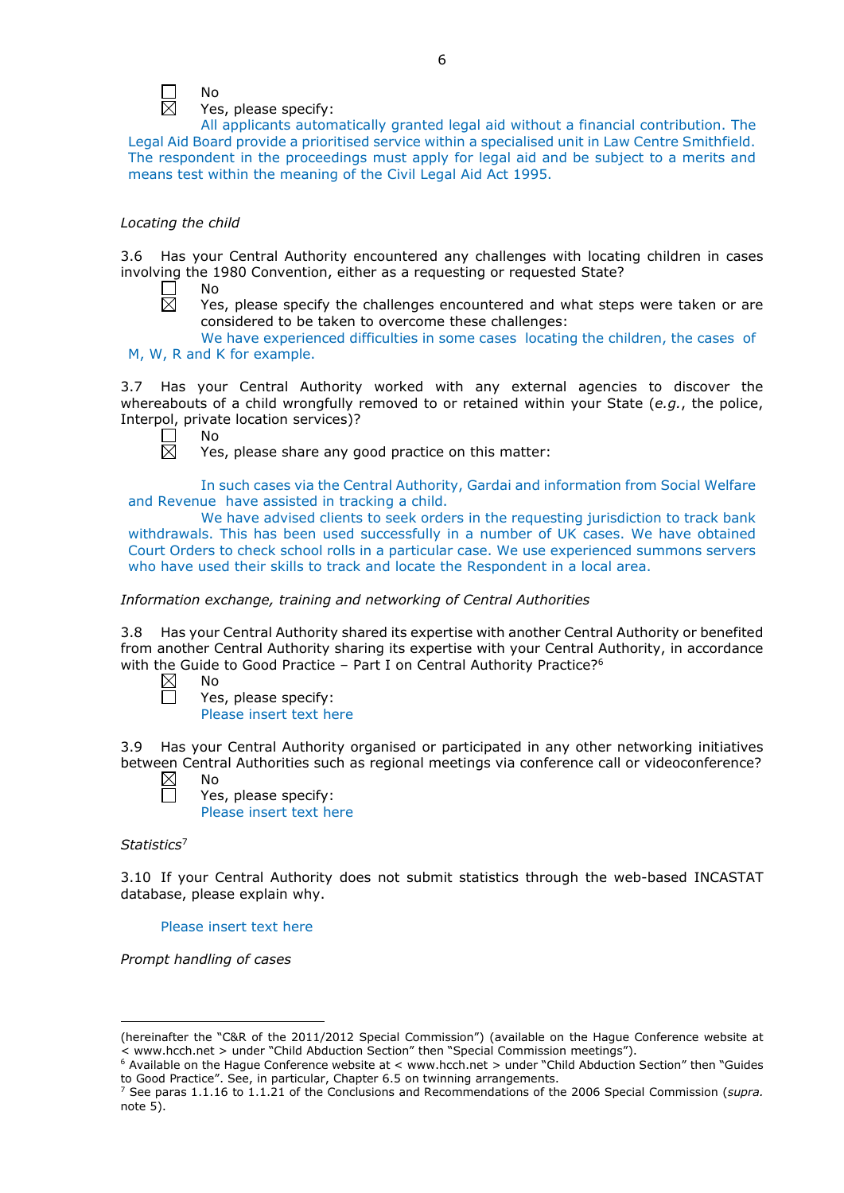☐ No
☒ Yes, please specify:
All applicants automatically granted legal aid without a financial contribution. The Legal Aid Board provide a prioritised service within a specialised unit in Law Centre Smithfield. The respondent in the proceedings must apply for legal aid and be subject to a merits and means test within the meaning of the Civil Legal Aid Act 1995.

*Locating the child*

3.6 Has your Central Authority encountered any challenges with locating children in cases involving the 1980 Convention, either as a requesting or requested State?

☐ No
☒ Yes, please specify the challenges encountered and what steps were taken or are considered to be taken to overcome these challenges:
We have experienced difficulties in some cases locating the children, the cases of M, W, R and K for example.

3.7 Has your Central Authority worked with any external agencies to discover the whereabouts of a child wrongfully removed to or retained within your State (*e.g.*, the police, Interpol, private location services)?

☐ No
☒ Yes, please share any good practice on this matter:

In such cases via the Central Authority, Gardai and information from Social Welfare and Revenue have assisted in tracking a child.
We have advised clients to seek orders in the requesting jurisdiction to track bank withdrawals. This has been used successfully in a number of UK cases. We have obtained Court Orders to check school rolls in a particular case. We use experienced summons servers who have used their skills to track and locate the Respondent in a local area.

*Information exchange, training and networking of Central Authorities*

3.8 Has your Central Authority shared its expertise with another Central Authority or benefited from another Central Authority sharing its expertise with your Central Authority, in accordance with the Guide to Good Practice – Part I on Central Authority Practice?[6]

☒ No
☐ Yes, please specify:
Please insert text here

3.9 Has your Central Authority organised or participated in any other networking initiatives between Central Authorities such as regional meetings via conference call or videoconference?

☒ No
☐ Yes, please specify:
Please insert text here

*Statistics*[7]

3.10 If your Central Authority does not submit statistics through the web-based INCASTAT database, please explain why.

Please insert text here

*Prompt handling of cases*

---

(hereinafter the "C&R of the 2011/2012 Special Commission") (available on the Hague Conference website at < www.hcch.net > under "Child Abduction Section" then "Special Commission meetings").

[6] Available on the Hague Conference website at < www.hcch.net > under "Child Abduction Section" then "Guides to Good Practice". See, in particular, Chapter 6.5 on twinning arrangements.

[7] See paras 1.1.16 to 1.1.21 of the Conclusions and Recommendations of the 2006 Special Commission (*supra.* note 5).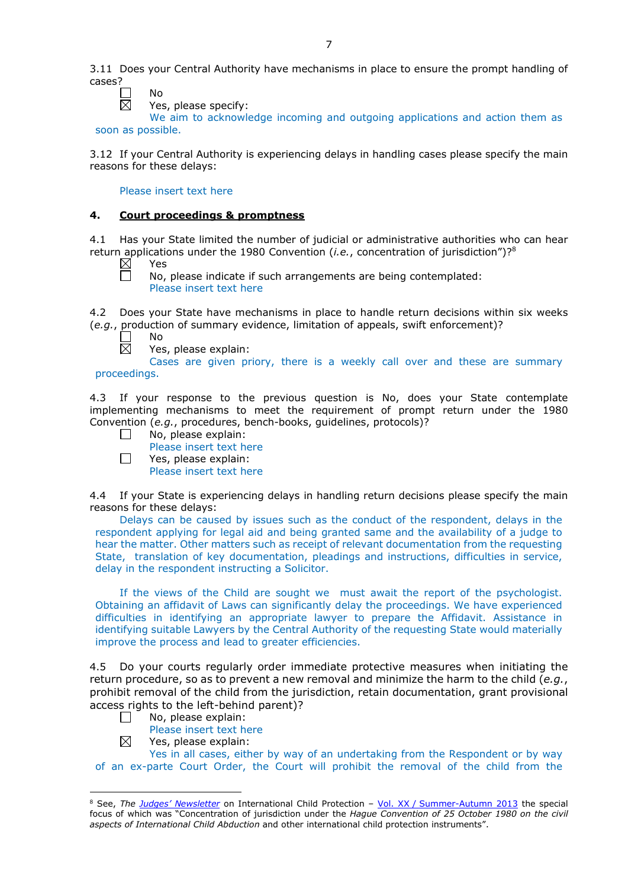3.11 Does your Central Authority have mechanisms in place to ensure the prompt handling of cases?

☐ No
☒ Yes, please specify:
We aim to acknowledge incoming and outgoing applications and action them as soon as possible.

3.12 If your Central Authority is experiencing delays in handling cases please specify the main reasons for these delays:

Please insert text here

## 4. Court proceedings & promptness

4.1 Has your State limited the number of judicial or administrative authorities who can hear return applications under the 1980 Convention (*i.e.*, concentration of jurisdiction")?[8]

☒ Yes
☐ No, please indicate if such arrangements are being contemplated:
Please insert text here

4.2 Does your State have mechanisms in place to handle return decisions within six weeks (*e.g.*, production of summary evidence, limitation of appeals, swift enforcement)?

☐ No
☒ Yes, please explain:
Cases are given priory, there is a weekly call over and these are summary proceedings.

4.3 If your response to the previous question is No, does your State contemplate implementing mechanisms to meet the requirement of prompt return under the 1980 Convention (*e.g.*, procedures, bench-books, guidelines, protocols)?

☐ No, please explain:
Please insert text here
☐ Yes, please explain:
Please insert text here

4.4 If your State is experiencing delays in handling return decisions please specify the main reasons for these delays:

Delays can be caused by issues such as the conduct of the respondent, delays in the respondent applying for legal aid and being granted same and the availability of a judge to hear the matter. Other matters such as receipt of relevant documentation from the requesting State, translation of key documentation, pleadings and instructions, difficulties in service, delay in the respondent instructing a Solicitor.

If the views of the Child are sought we must await the report of the psychologist. Obtaining an affidavit of Laws can significantly delay the proceedings. We have experienced difficulties in identifying an appropriate lawyer to prepare the Affidavit. Assistance in identifying suitable Lawyers by the Central Authority of the requesting State would materially improve the process and lead to greater efficiencies.

4.5 Do your courts regularly order immediate protective measures when initiating the return procedure, so as to prevent a new removal and minimize the harm to the child (*e.g.*, prohibit removal of the child from the jurisdiction, retain documentation, grant provisional access rights to the left-behind parent)?

☐ No, please explain:
Please insert text here
☒ Yes, please explain:
Yes in all cases, either by way of an undertaking from the Respondent or by way of an ex-parte Court Order, the Court will prohibit the removal of the child from the

---

[8] See, The *Judges' Newsletter* on International Child Protection – Vol. XX / Summer-Autumn 2013 the special focus of which was "Concentration of jurisdiction under the *Hague Convention of 25 October 1980 on the civil aspects of International Child Abduction* and other international child protection instruments".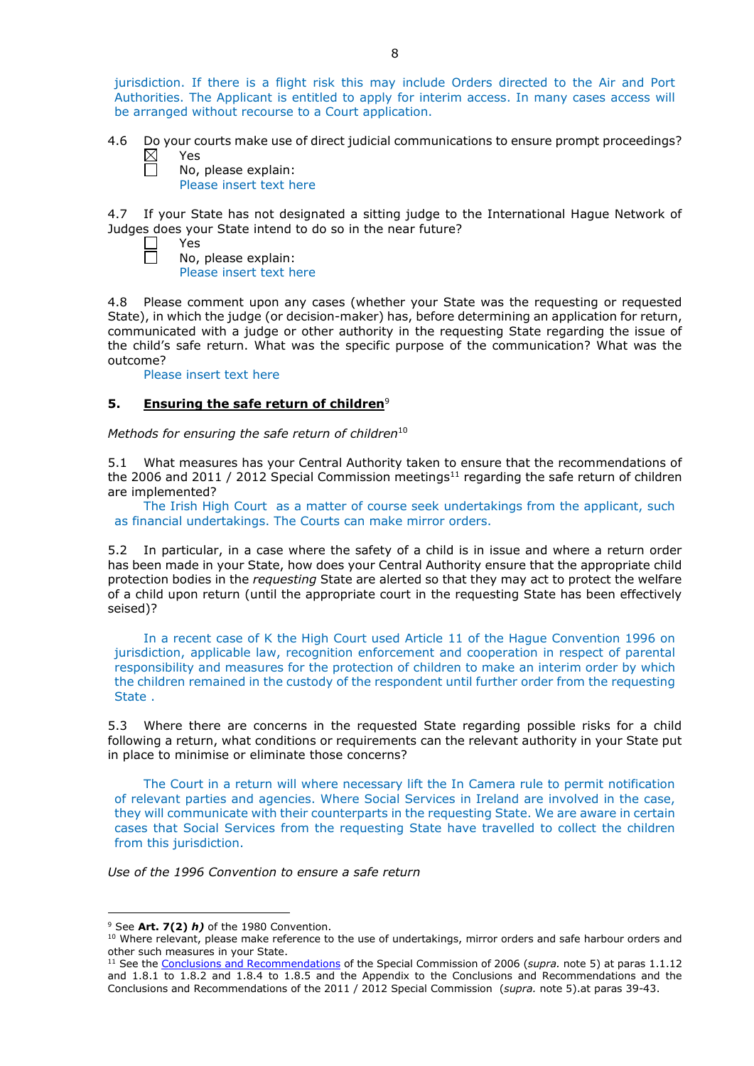jurisdiction. If there is a flight risk this may include Orders directed to the Air and Port Authorities. The Applicant is entitled to apply for interim access. In many cases access will be arranged without recourse to a Court application.

4.6 Do your courts make use of direct judicial communications to ensure prompt proceedings?

☒ Yes

☐ No, please explain:
Please insert text here

4.7 If your State has not designated a sitting judge to the International Hague Network of Judges does your State intend to do so in the near future?

☐ Yes

☐ No, please explain:
Please insert text here

4.8 Please comment upon any cases (whether your State was the requesting or requested State), in which the judge (or decision-maker) has, before determining an application for return, communicated with a judge or other authority in the requesting State regarding the issue of the child's safe return. What was the specific purpose of the communication? What was the outcome?

Please insert text here

## 5. Ensuring the safe return of children[9]

*Methods for ensuring the safe return of children*[10]

5.1 What measures has your Central Authority taken to ensure that the recommendations of the 2006 and 2011 / 2012 Special Commission meetings[11] regarding the safe return of children are implemented?

The Irish High Court as a matter of course seek undertakings from the applicant, such as financial undertakings. The Courts can make mirror orders.

5.2 In particular, in a case where the safety of a child is in issue and where a return order has been made in your State, how does your Central Authority ensure that the appropriate child protection bodies in the *requesting* State are alerted so that they may act to protect the welfare of a child upon return (until the appropriate court in the requesting State has been effectively seised)?

In a recent case of K the High Court used Article 11 of the Hague Convention 1996 on jurisdiction, applicable law, recognition enforcement and cooperation in respect of parental responsibility and measures for the protection of children to make an interim order by which the children remained in the custody of the respondent until further order from the requesting State .

5.3 Where there are concerns in the requested State regarding possible risks for a child following a return, what conditions or requirements can the relevant authority in your State put in place to minimise or eliminate those concerns?

The Court in a return will where necessary lift the In Camera rule to permit notification of relevant parties and agencies. Where Social Services in Ireland are involved in the case, they will communicate with their counterparts in the requesting State. We are aware in certain cases that Social Services from the requesting State have travelled to collect the children from this jurisdiction.

*Use of the 1996 Convention to ensure a safe return*

---

[9] See **Art. 7(2)** ***h)*** of the 1980 Convention.

[10] Where relevant, please make reference to the use of undertakings, mirror orders and safe harbour orders and other such measures in your State.

[11] See the Conclusions and Recommendations of the Special Commission of 2006 (*supra.* note 5) at paras 1.1.12 and 1.8.1 to 1.8.2 and 1.8.4 to 1.8.5 and the Appendix to the Conclusions and Recommendations and the Conclusions and Recommendations of the 2011 / 2012 Special Commission (*supra.* note 5).at paras 39-43.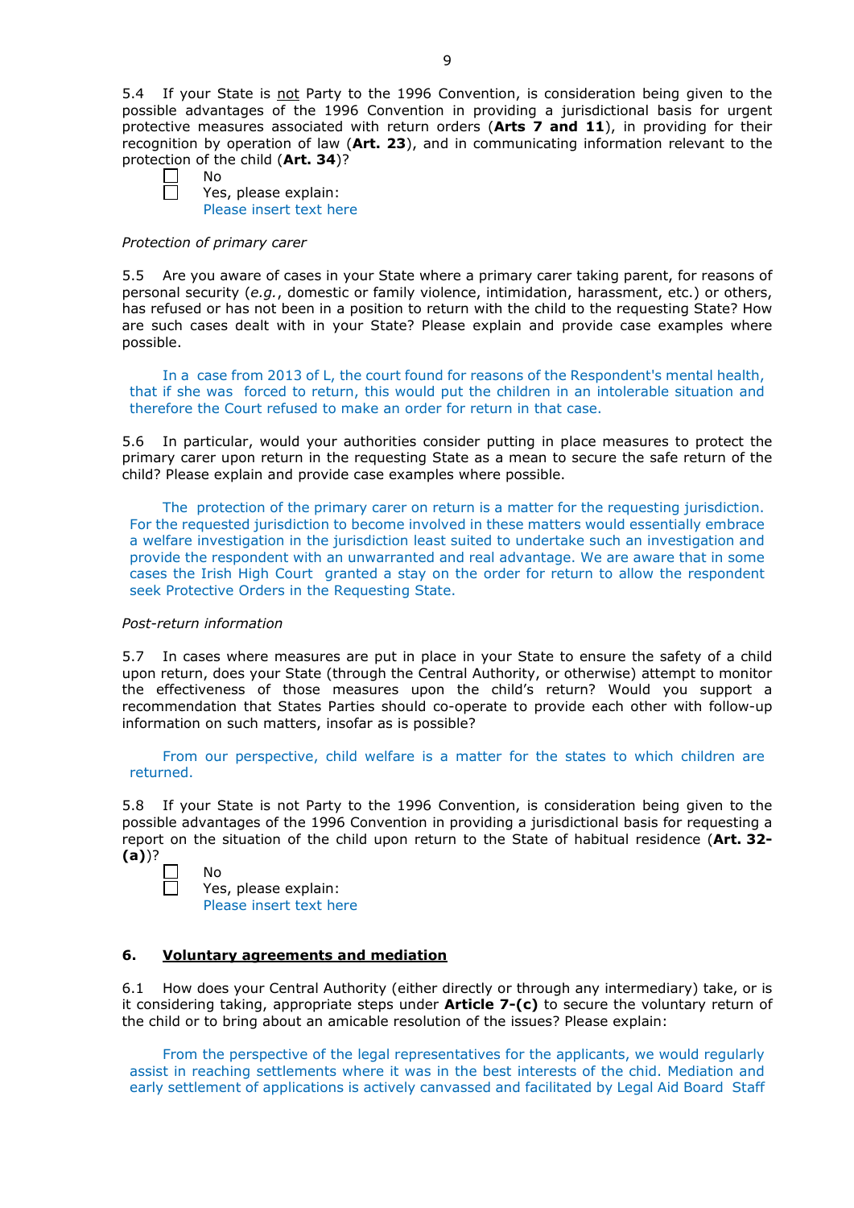5.4 If your State is not Party to the 1996 Convention, is consideration being given to the possible advantages of the 1996 Convention in providing a jurisdictional basis for urgent protective measures associated with return orders (**Arts 7 and 11**), in providing for their recognition by operation of law (**Art. 23**), and in communicating information relevant to the protection of the child (**Art. 34**)?

☐ No
☐ Yes, please explain:
Please insert text here

*Protection of primary carer*

5.5 Are you aware of cases in your State where a primary carer taking parent, for reasons of personal security (*e.g.*, domestic or family violence, intimidation, harassment, etc.) or others, has refused or has not been in a position to return with the child to the requesting State? How are such cases dealt with in your State? Please explain and provide case examples where possible.

In a case from 2013 of L, the court found for reasons of the Respondent's mental health, that if she was forced to return, this would put the children in an intolerable situation and therefore the Court refused to make an order for return in that case.

5.6 In particular, would your authorities consider putting in place measures to protect the primary carer upon return in the requesting State as a mean to secure the safe return of the child? Please explain and provide case examples where possible.

The protection of the primary carer on return is a matter for the requesting jurisdiction. For the requested jurisdiction to become involved in these matters would essentially embrace a welfare investigation in the jurisdiction least suited to undertake such an investigation and provide the respondent with an unwarranted and real advantage. We are aware that in some cases the Irish High Court granted a stay on the order for return to allow the respondent seek Protective Orders in the Requesting State.

*Post-return information*

5.7 In cases where measures are put in place in your State to ensure the safety of a child upon return, does your State (through the Central Authority, or otherwise) attempt to monitor the effectiveness of those measures upon the child's return? Would you support a recommendation that States Parties should co-operate to provide each other with follow-up information on such matters, insofar as is possible?

From our perspective, child welfare is a matter for the states to which children are returned.

5.8 If your State is not Party to the 1996 Convention, is consideration being given to the possible advantages of the 1996 Convention in providing a jurisdictional basis for requesting a report on the situation of the child upon return to the State of habitual residence (**Art. 32-(a)**)?

☐ No
☐ Yes, please explain:
Please insert text here

## 6. Voluntary agreements and mediation

6.1 How does your Central Authority (either directly or through any intermediary) take, or is it considering taking, appropriate steps under **Article 7-(c)** to secure the voluntary return of the child or to bring about an amicable resolution of the issues? Please explain:

From the perspective of the legal representatives for the applicants, we would regularly assist in reaching settlements where it was in the best interests of the child. Mediation and early settlement of applications is actively canvassed and facilitated by Legal Aid Board Staff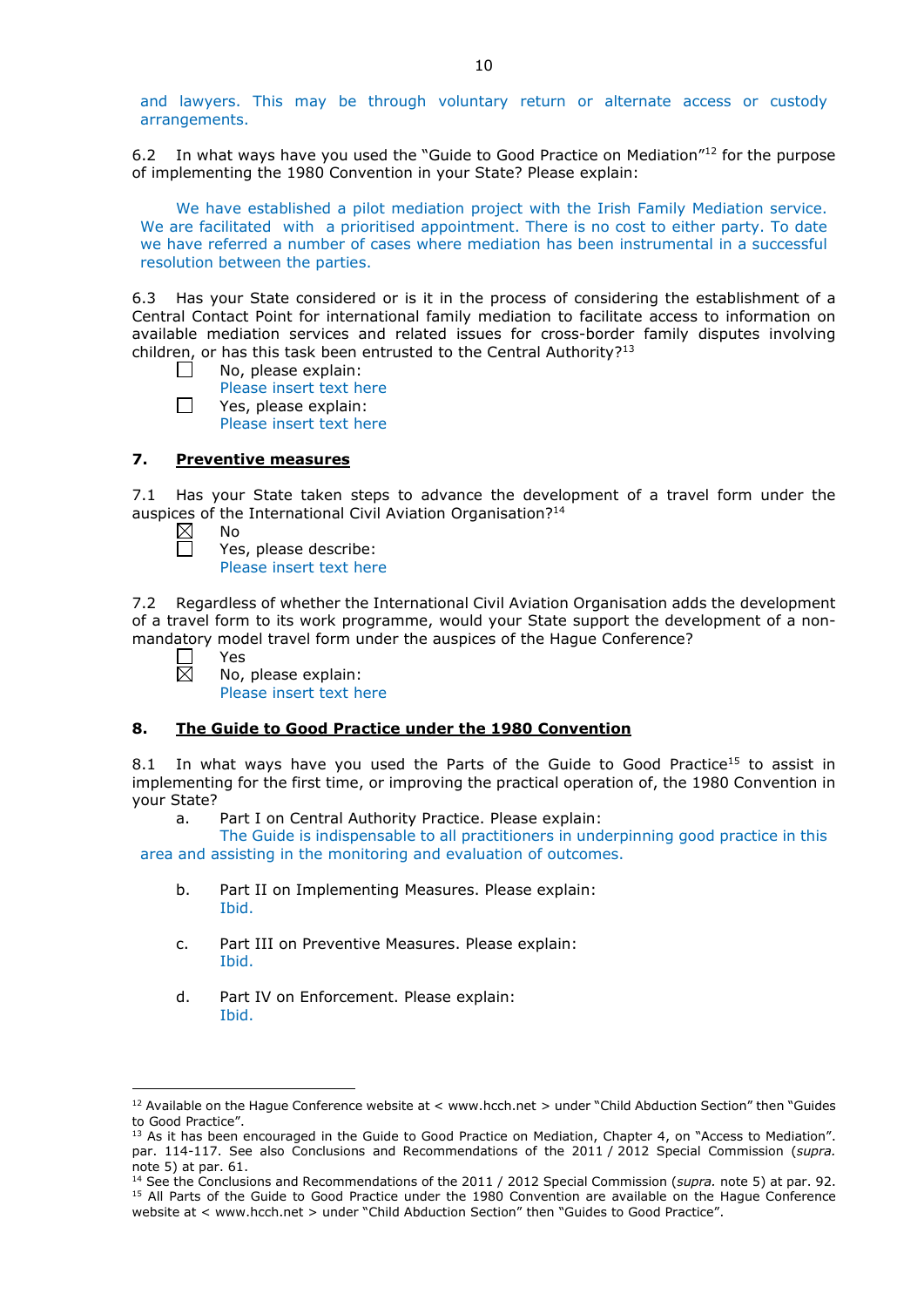and lawyers. This may be through voluntary return or alternate access or custody arrangements.

6.2 In what ways have you used the "Guide to Good Practice on Mediation"[12] for the purpose of implementing the 1980 Convention in your State? Please explain:

We have established a pilot mediation project with the Irish Family Mediation service. We are facilitated with a prioritised appointment. There is no cost to either party. To date we have referred a number of cases where mediation has been instrumental in a successful resolution between the parties.

6.3 Has your State considered or is it in the process of considering the establishment of a Central Contact Point for international family mediation to facilitate access to information on available mediation services and related issues for cross-border family disputes involving children, or has this task been entrusted to the Central Authority?[13]

☐ No, please explain:
Please insert text here

☐ Yes, please explain:
Please insert text here

## 7. Preventive measures

7.1 Has your State taken steps to advance the development of a travel form under the auspices of the International Civil Aviation Organisation?[14]

☒ No

☐ Yes, please describe:
Please insert text here

7.2 Regardless of whether the International Civil Aviation Organisation adds the development of a travel form to its work programme, would your State support the development of a non-mandatory model travel form under the auspices of the Hague Conference?

☐ Yes

☒ No, please explain:
Please insert text here

## 8. The Guide to Good Practice under the 1980 Convention

8.1 In what ways have you used the Parts of the Guide to Good Practice[15] to assist in implementing for the first time, or improving the practical operation of, the 1980 Convention in your State?

a. Part I on Central Authority Practice. Please explain:
The Guide is indispensable to all practitioners in underpinning good practice in this area and assisting in the monitoring and evaluation of outcomes.

b. Part II on Implementing Measures. Please explain:
Ibid.

c. Part III on Preventive Measures. Please explain:
Ibid.

d. Part IV on Enforcement. Please explain:
Ibid.

---

[12] Available on the Hague Conference website at < www.hcch.net > under "Child Abduction Section" then "Guides to Good Practice".

[13] As it has been encouraged in the Guide to Good Practice on Mediation, Chapter 4, on "Access to Mediation". par. 114-117. See also Conclusions and Recommendations of the 2011 / 2012 Special Commission (*supra.* note 5) at par. 61.

[14] See the Conclusions and Recommendations of the 2011 / 2012 Special Commission (*supra.* note 5) at par. 92.

[15] All Parts of the Guide to Good Practice under the 1980 Convention are available on the Hague Conference website at < www.hcch.net > under "Child Abduction Section" then "Guides to Good Practice".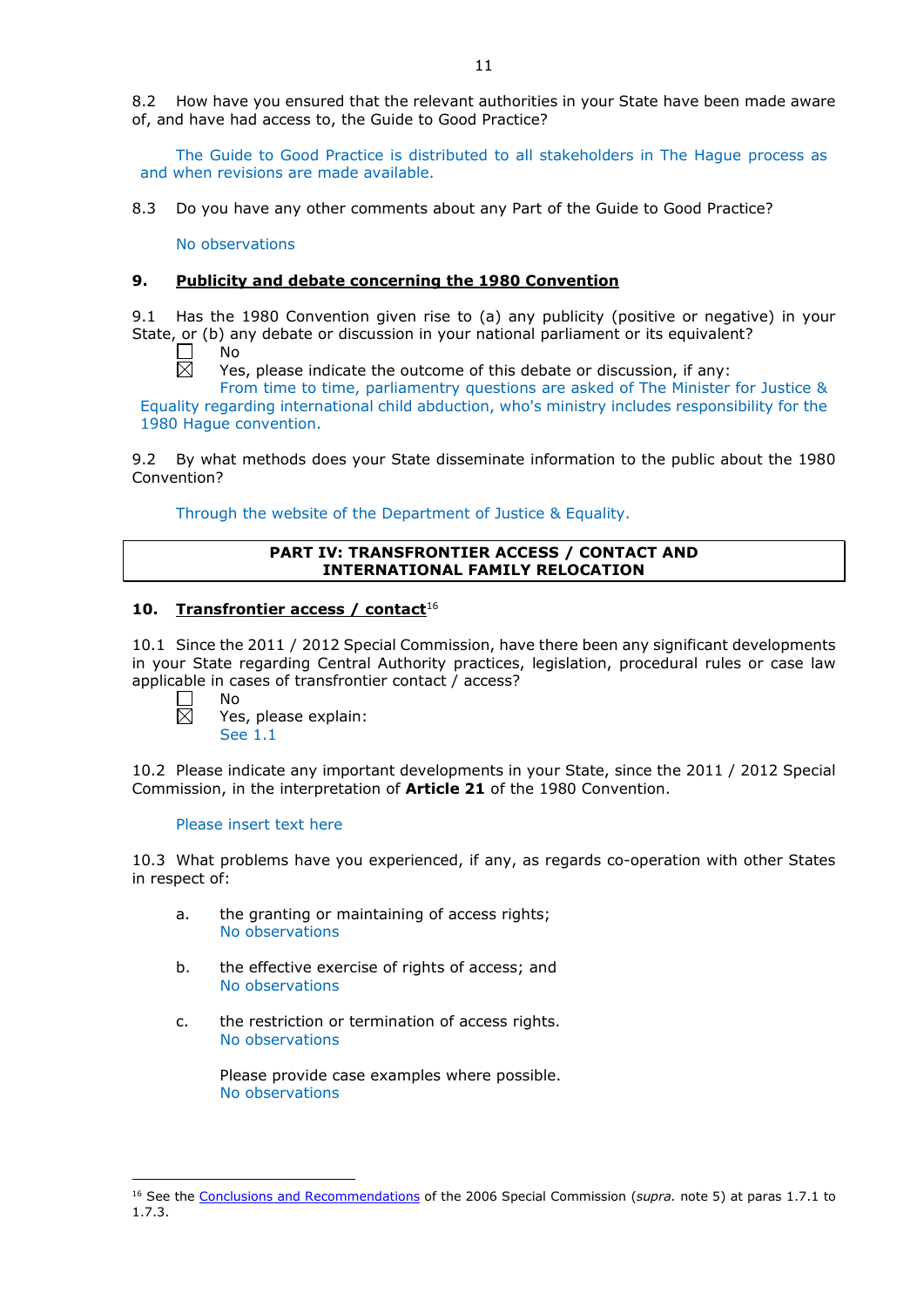8.2 How have you ensured that the relevant authorities in your State have been made aware of, and have had access to, the Guide to Good Practice?

The Guide to Good Practice is distributed to all stakeholders in The Hague process as and when revisions are made available.

8.3 Do you have any other comments about any Part of the Guide to Good Practice?

No observations

### 9. Publicity and debate concerning the 1980 Convention

9.1 Has the 1980 Convention given rise to (a) any publicity (positive or negative) in your State, or (b) any debate or discussion in your national parliament or its equivalent?

☐ No

☒ Yes, please indicate the outcome of this debate or discussion, if any:

From time to time, parliamentary questions are asked of The Minister for Justice & Equality regarding international child abduction, who's ministry includes responsibility for the 1980 Hague convention.

9.2 By what methods does your State disseminate information to the public about the 1980 Convention?

Through the website of the Department of Justice & Equality.

## PART IV: TRANSFRONTIER ACCESS / CONTACT AND INTERNATIONAL FAMILY RELOCATION

### 10. Transfrontier access / contact[16]

10.1 Since the 2011 / 2012 Special Commission, have there been any significant developments in your State regarding Central Authority practices, legislation, procedural rules or case law applicable in cases of transfrontier contact / access?

☐ No

☒ Yes, please explain:

See 1.1

10.2 Please indicate any important developments in your State, since the 2011 / 2012 Special Commission, in the interpretation of **Article 21** of the 1980 Convention.

Please insert text here

10.3 What problems have you experienced, if any, as regards co-operation with other States in respect of:

a. the granting or maintaining of access rights;
   No observations

b. the effective exercise of rights of access; and
   No observations

c. the restriction or termination of access rights.
   No observations

   Please provide case examples where possible.
   No observations

---

[16] See the Conclusions and Recommendations of the 2006 Special Commission (*supra.* note 5) at paras 1.7.1 to 1.7.3.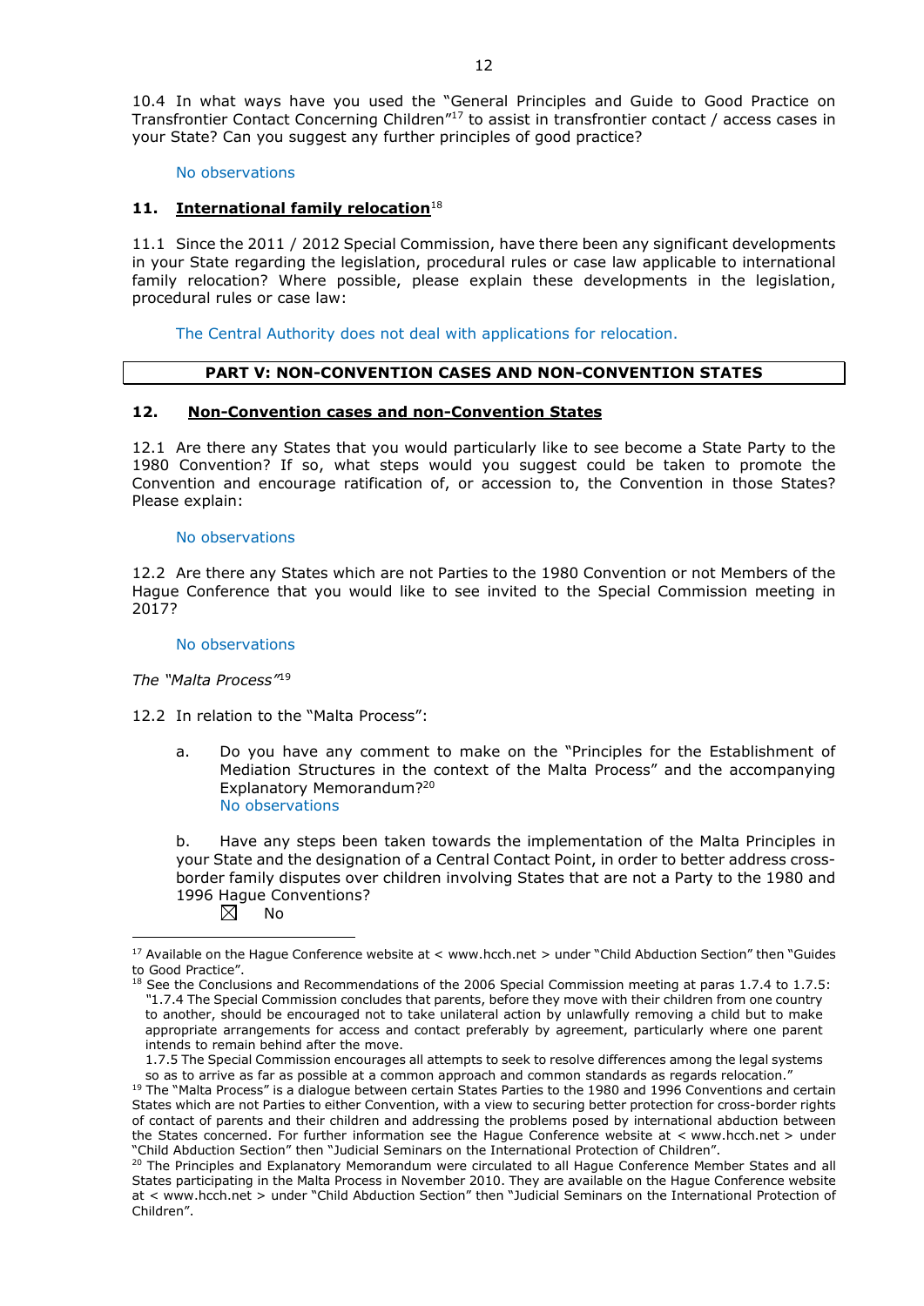10.4 In what ways have you used the "General Principles and Guide to Good Practice on Transfrontier Contact Concerning Children"[17] to assist in transfrontier contact / access cases in your State? Can you suggest any further principles of good practice?

No observations

**11. International family relocation**[18]

11.1 Since the 2011 / 2012 Special Commission, have there been any significant developments in your State regarding the legislation, procedural rules or case law applicable to international family relocation? Where possible, please explain these developments in the legislation, procedural rules or case law:

The Central Authority does not deal with applications for relocation.

| **PART V: NON-CONVENTION CASES AND NON-CONVENTION STATES** |
|---|

**12. Non-Convention cases and non-Convention States**

12.1 Are there any States that you would particularly like to see become a State Party to the 1980 Convention? If so, what steps would you suggest could be taken to promote the Convention and encourage ratification of, or accession to, the Convention in those States? Please explain:

No observations

12.2 Are there any States which are not Parties to the 1980 Convention or not Members of the Hague Conference that you would like to see invited to the Special Commission meeting in 2017?

No observations

*The "Malta Process"*[19]

12.2 In relation to the "Malta Process":

a. Do you have any comment to make on the "Principles for the Establishment of Mediation Structures in the context of the Malta Process" and the accompanying Explanatory Memorandum?[20]
No observations

b. Have any steps been taken towards the implementation of the Malta Principles in your State and the designation of a Central Contact Point, in order to better address cross-border family disputes over children involving States that are not a Party to the 1980 and 1996 Hague Conventions?

☒ No

---

[17] Available on the Hague Conference website at < www.hcch.net > under "Child Abduction Section" then "Guides to Good Practice".

[18] See the Conclusions and Recommendations of the 2006 Special Commission meeting at paras 1.7.4 to 1.7.5: "1.7.4 The Special Commission concludes that parents, before they move with their children from one country to another, should be encouraged not to take unilateral action by unlawfully removing a child but to make appropriate arrangements for access and contact preferably by agreement, particularly where one parent intends to remain behind after the move.
1.7.5 The Special Commission encourages all attempts to seek to resolve differences among the legal systems so as to arrive as far as possible at a common approach and common standards as regards relocation."

[19] The "Malta Process" is a dialogue between certain States Parties to the 1980 and 1996 Conventions and certain States which are not Parties to either Convention, with a view to securing better protection for cross-border rights of contact of parents and their children and addressing the problems posed by international abduction between the States concerned. For further information see the Hague Conference website at < www.hcch.net > under "Child Abduction Section" then "Judicial Seminars on the International Protection of Children".

[20] The Principles and Explanatory Memorandum were circulated to all Hague Conference Member States and all States participating in the Malta Process in November 2010. They are available on the Hague Conference website at < www.hcch.net > under "Child Abduction Section" then "Judicial Seminars on the International Protection of Children".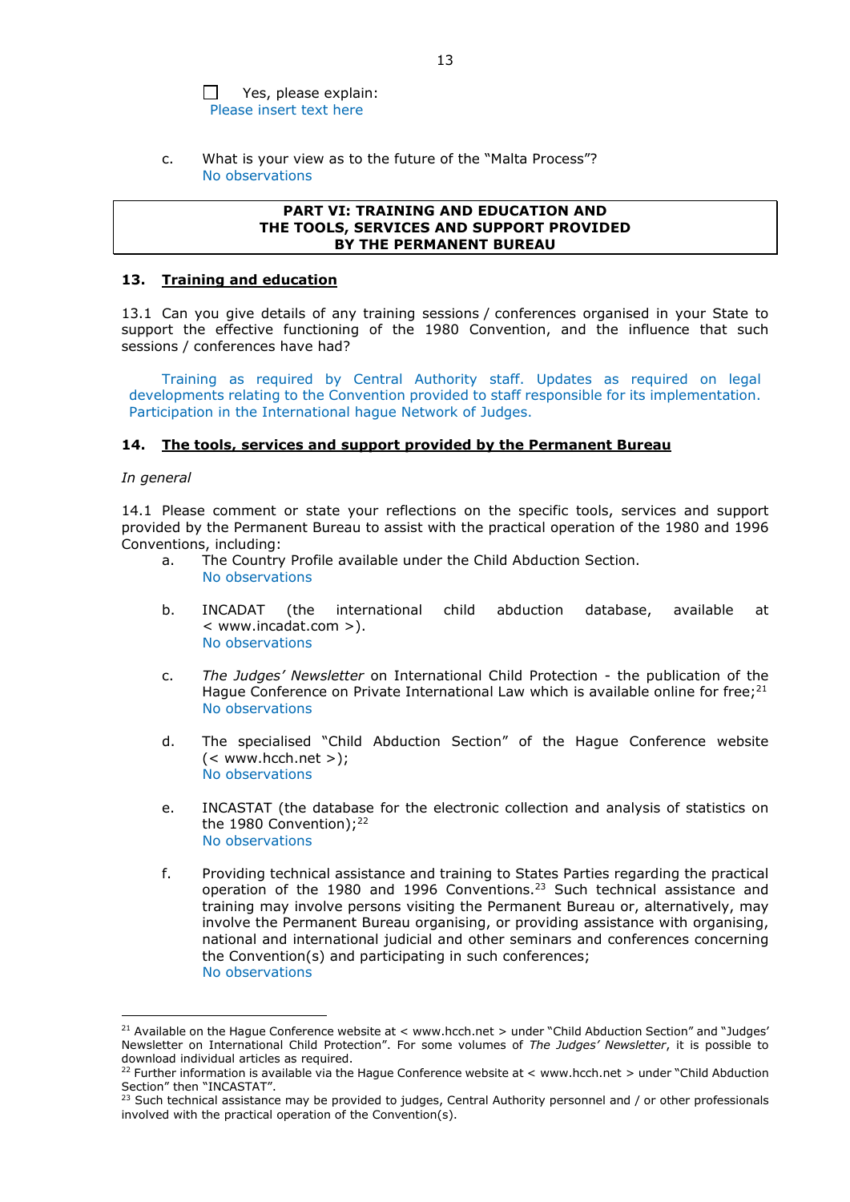☐ Yes, please explain:
Please insert text here

c. What is your view as to the future of the "Malta Process"?
No observations

**PART VI: TRAINING AND EDUCATION AND THE TOOLS, SERVICES AND SUPPORT PROVIDED BY THE PERMANENT BUREAU**

## 13. Training and education

13.1 Can you give details of any training sessions / conferences organised in your State to support the effective functioning of the 1980 Convention, and the influence that such sessions / conferences have had?

Training as required by Central Authority staff. Updates as required on legal developments relating to the Convention provided to staff responsible for its implementation. Participation in the International hague Network of Judges.

## 14. The tools, services and support provided by the Permanent Bureau

*In general*

14.1 Please comment or state your reflections on the specific tools, services and support provided by the Permanent Bureau to assist with the practical operation of the 1980 and 1996 Conventions, including:

a. The Country Profile available under the Child Abduction Section.
No observations

b. INCADAT (the international child abduction database, available at < www.incadat.com >).
No observations

c. *The Judges' Newsletter* on International Child Protection - the publication of the Hague Conference on Private International Law which is available online for free;[21]
No observations

d. The specialised "Child Abduction Section" of the Hague Conference website (< www.hcch.net >);
No observations

e. INCASTAT (the database for the electronic collection and analysis of statistics on the 1980 Convention);[22]
No observations

f. Providing technical assistance and training to States Parties regarding the practical operation of the 1980 and 1996 Conventions.[23] Such technical assistance and training may involve persons visiting the Permanent Bureau or, alternatively, may involve the Permanent Bureau organising, or providing assistance with organising, national and international judicial and other seminars and conferences concerning the Convention(s) and participating in such conferences;
No observations

---

[21] Available on the Hague Conference website at < www.hcch.net > under "Child Abduction Section" and "Judges' Newsletter on International Child Protection". For some volumes of *The Judges' Newsletter*, it is possible to download individual articles as required.

[22] Further information is available via the Hague Conference website at < www.hcch.net > under "Child Abduction Section" then "INCASTAT".

[23] Such technical assistance may be provided to judges, Central Authority personnel and / or other professionals involved with the practical operation of the Convention(s).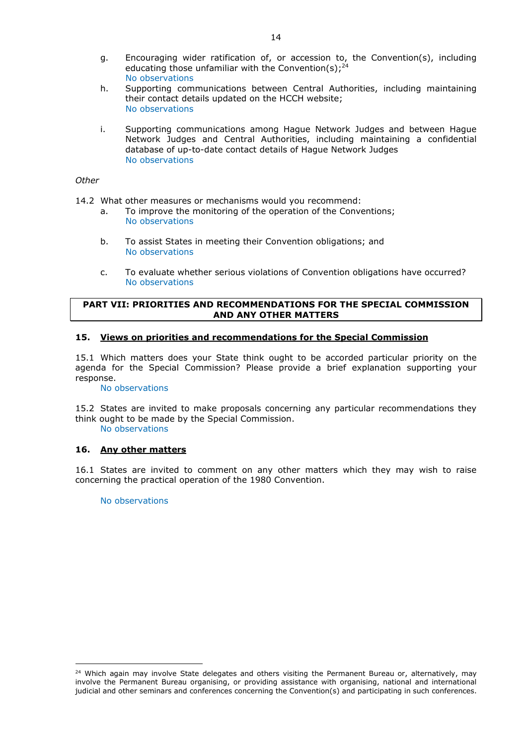g. Encouraging wider ratification of, or accession to, the Convention(s), including educating those unfamiliar with the Convention(s);[24]
   No observations

h. Supporting communications between Central Authorities, including maintaining their contact details updated on the HCCH website;
   No observations

i. Supporting communications among Hague Network Judges and between Hague Network Judges and Central Authorities, including maintaining a confidential database of up-to-date contact details of Hague Network Judges
   No observations

*Other*

14.2 What other measures or mechanisms would you recommend:

a. To improve the monitoring of the operation of the Conventions;
   No observations

b. To assist States in meeting their Convention obligations; and
   No observations

c. To evaluate whether serious violations of Convention obligations have occurred?
   No observations

## PART VII: PRIORITIES AND RECOMMENDATIONS FOR THE SPECIAL COMMISSION AND ANY OTHER MATTERS

### 15. Views on priorities and recommendations for the Special Commission

15.1 Which matters does your State think ought to be accorded particular priority on the agenda for the Special Commission? Please provide a brief explanation supporting your response.

No observations

15.2 States are invited to make proposals concerning any particular recommendations they think ought to be made by the Special Commission.

No observations

### 16. Any other matters

16.1 States are invited to comment on any other matters which they may wish to raise concerning the practical operation of the 1980 Convention.

No observations

---

[24] Which again may involve State delegates and others visiting the Permanent Bureau or, alternatively, may involve the Permanent Bureau organising, or providing assistance with organising, national and international judicial and other seminars and conferences concerning the Convention(s) and participating in such conferences.